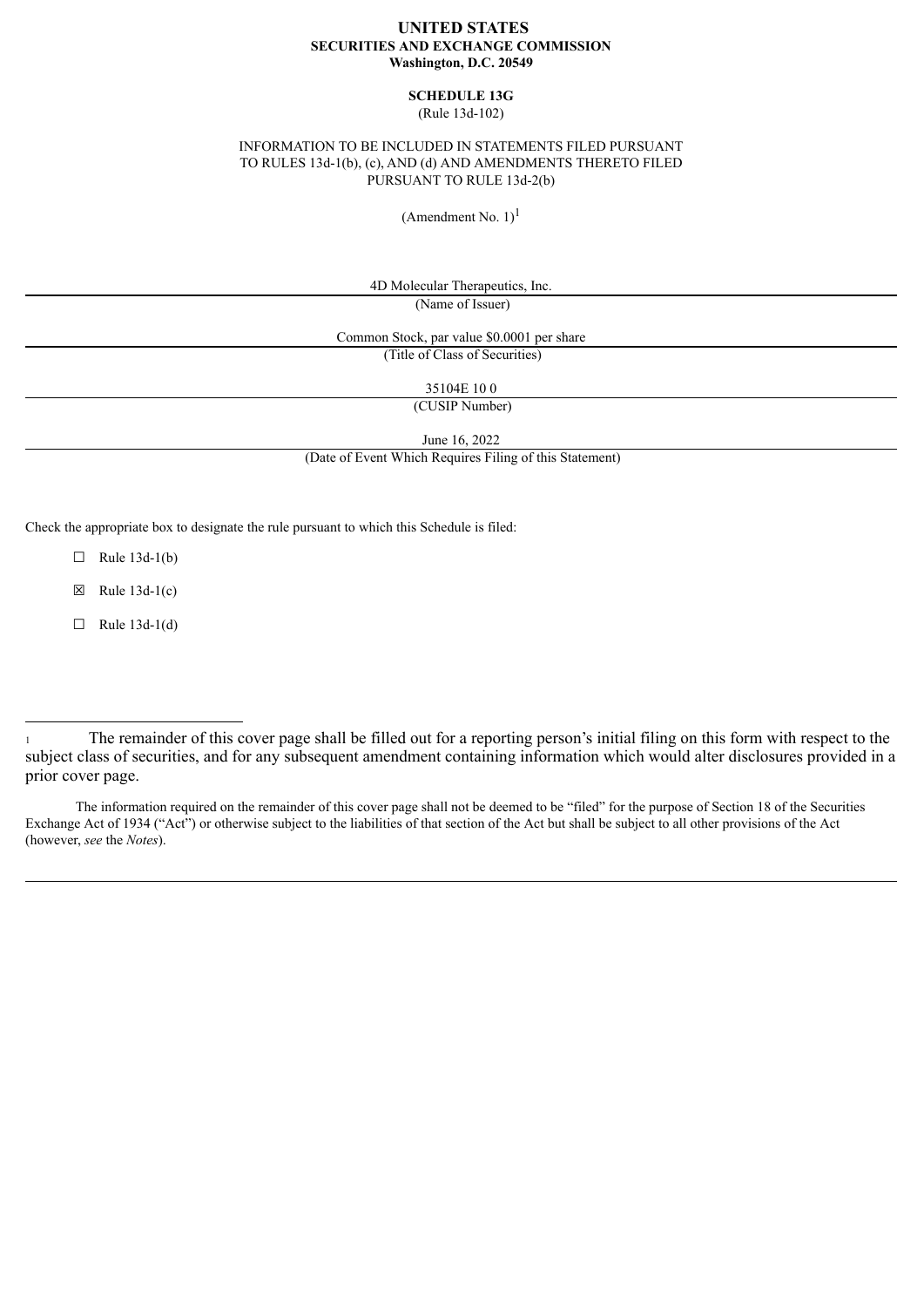**UNITED STATES**
**SECURITIES AND EXCHANGE COMMISSION**
**Washington, D.C. 20549**

**SCHEDULE 13G**
(Rule 13d-102)

INFORMATION TO BE INCLUDED IN STATEMENTS FILED PURSUANT TO RULES 13d-1(b), (c), AND (d) AND AMENDMENTS THERETO FILED PURSUANT TO RULE 13d-2(b)

(Amendment No. 1)[1]

4D Molecular Therapeutics, Inc.
(Name of Issuer)

Common Stock, par value $0.0001 per share
(Title of Class of Securities)

35104E 10 0
(CUSIP Number)

June 16, 2022
(Date of Event Which Requires Filing of this Statement)

Check the appropriate box to designate the rule pursuant to which this Schedule is filed:

☐ Rule 13d-1(b)

☒ Rule 13d-1(c)

☐ Rule 13d-1(d)

---

[1] The remainder of this cover page shall be filled out for a reporting person's initial filing on this form with respect to the subject class of securities, and for any subsequent amendment containing information which would alter disclosures provided in a prior cover page.

The information required on the remainder of this cover page shall not be deemed to be "filed" for the purpose of Section 18 of the Securities Exchange Act of 1934 ("Act") or otherwise subject to the liabilities of that section of the Act but shall be subject to all other provisions of the Act (however, *see* the *Notes*).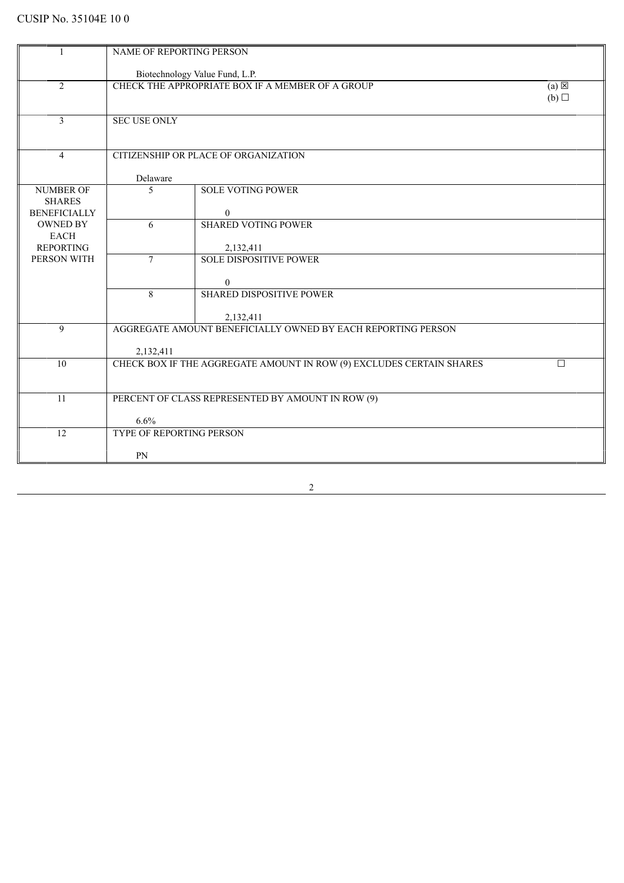CUSIP No. 35104E 10 0

| | | | |
|---|---|---|---|
| 1 | NAME OF REPORTING PERSON<br><br>Biotechnology Value Fund, L.P. | | |
| 2 | CHECK THE APPROPRIATE BOX IF A MEMBER OF A GROUP | | (a) ☒<br>(b) ☐ |
| 3 | SEC USE ONLY | | |
| 4 | CITIZENSHIP OR PLACE OF ORGANIZATION<br><br>Delaware | | |
| NUMBER OF SHARES BENEFICIALLY OWNED BY EACH REPORTING PERSON WITH | 5 | SOLE VOTING POWER<br><br>0 | |
| | 6 | SHARED VOTING POWER<br><br>2,132,411 | |
| | 7 | SOLE DISPOSITIVE POWER<br><br>0 | |
| | 8 | SHARED DISPOSITIVE POWER<br><br>2,132,411 | |
| 9 | AGGREGATE AMOUNT BENEFICIALLY OWNED BY EACH REPORTING PERSON<br><br>2,132,411 | | |
| 10 | CHECK BOX IF THE AGGREGATE AMOUNT IN ROW (9) EXCLUDES CERTAIN SHARES | | ☐ |
| 11 | PERCENT OF CLASS REPRESENTED BY AMOUNT IN ROW (9)<br><br>6.6% | | |
| 12 | TYPE OF REPORTING PERSON<br><br>PN | | |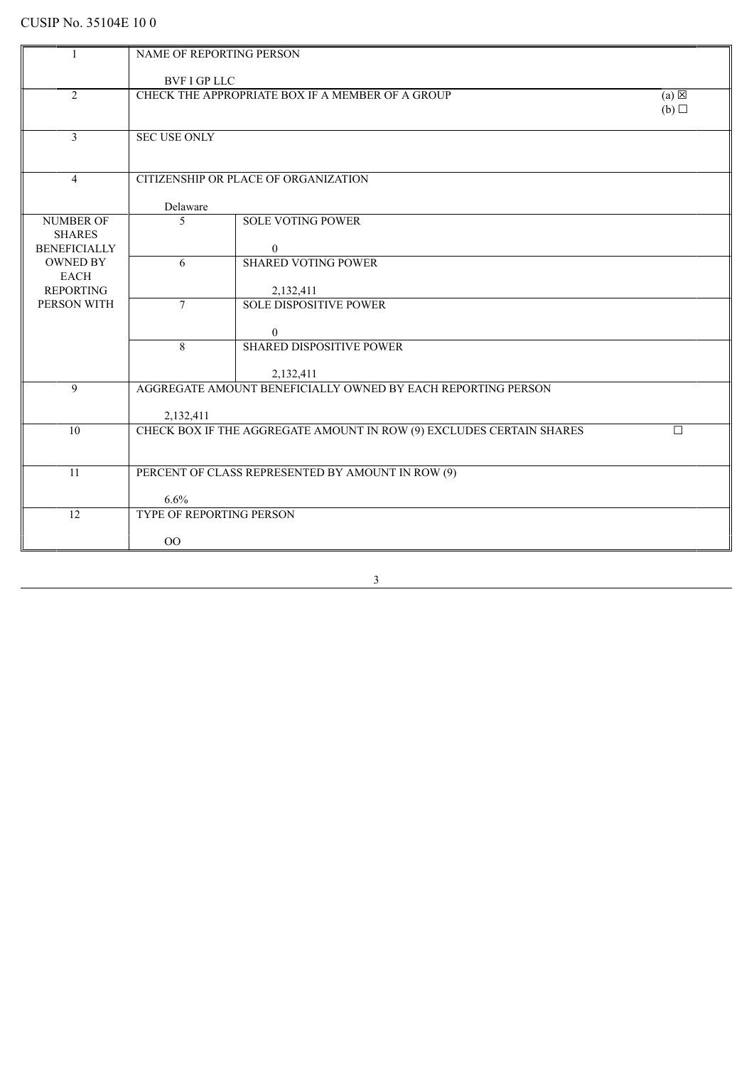CUSIP No. 35104E 10 0

| 1 | NAME OF REPORTING PERSON<br><br>BVF I GP LLC | | |
|---|---|---|---|
| 2 | CHECK THE APPROPRIATE BOX IF A MEMBER OF A GROUP | | (a) ☒<br>(b) ☐ |
| 3 | SEC USE ONLY | | |
| 4 | CITIZENSHIP OR PLACE OF ORGANIZATION<br><br>Delaware | | |
| NUMBER OF SHARES BENEFICIALLY OWNED BY EACH REPORTING PERSON WITH | 5 | SOLE VOTING POWER<br><br>0 | |
| | 6 | SHARED VOTING POWER<br><br>2,132,411 | |
| | 7 | SOLE DISPOSITIVE POWER<br><br>0 | |
| | 8 | SHARED DISPOSITIVE POWER<br><br>2,132,411 | |
| 9 | AGGREGATE AMOUNT BENEFICIALLY OWNED BY EACH REPORTING PERSON<br><br>2,132,411 | | |
| 10 | CHECK BOX IF THE AGGREGATE AMOUNT IN ROW (9) EXCLUDES CERTAIN SHARES | | ☐ |
| 11 | PERCENT OF CLASS REPRESENTED BY AMOUNT IN ROW (9)<br><br>6.6% | | |
| 12 | TYPE OF REPORTING PERSON<br><br>OO | | |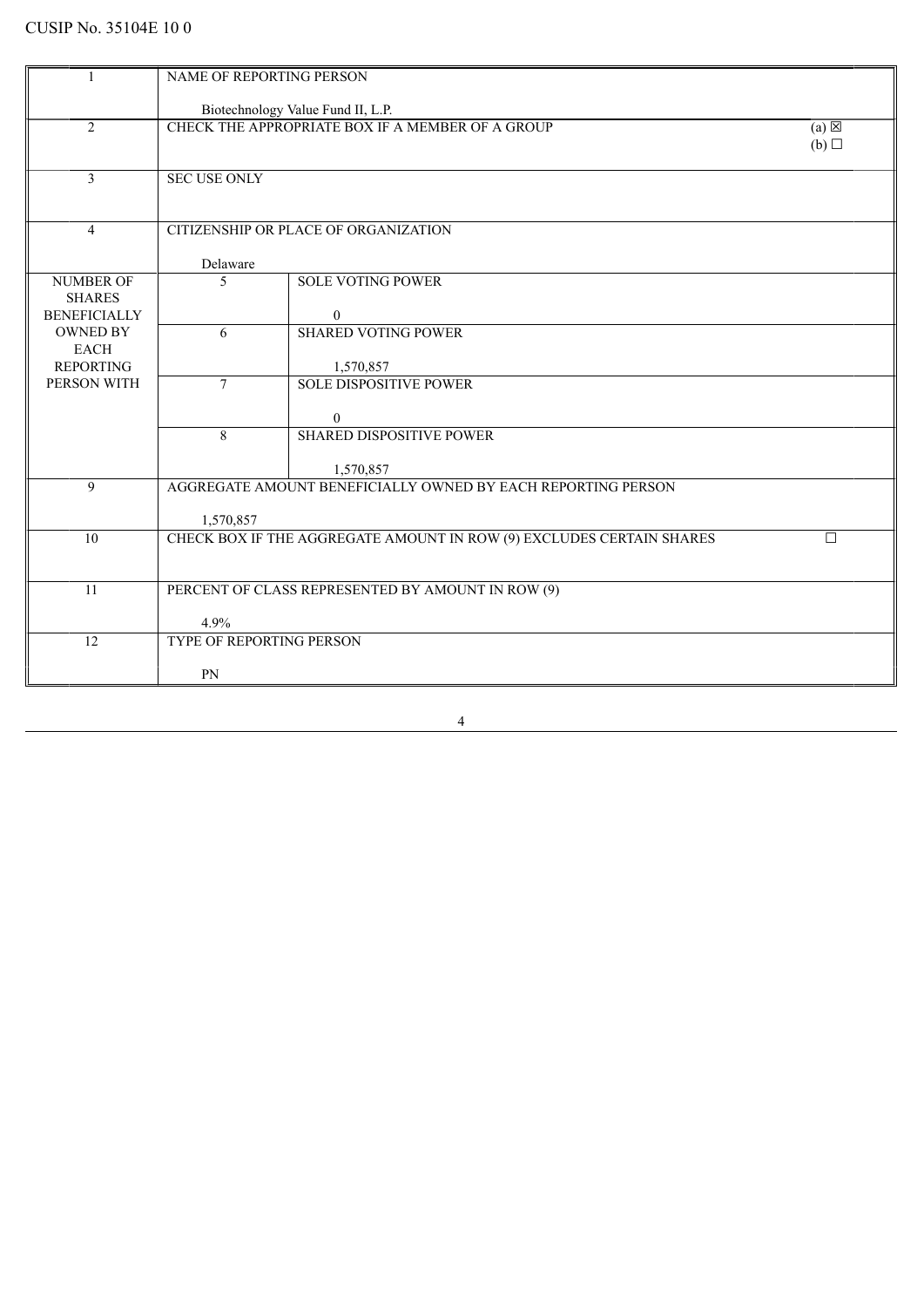CUSIP No. 35104E 10 0

| | | | |
|---|---|---|---|
| 1 | NAME OF REPORTING PERSON<br><br>Biotechnology Value Fund II, L.P. | | |
| 2 | CHECK THE APPROPRIATE BOX IF A MEMBER OF A GROUP | | (a) ☒<br>(b) ☐ |
| 3 | SEC USE ONLY | | |
| 4 | CITIZENSHIP OR PLACE OF ORGANIZATION<br><br>Delaware | | |
| NUMBER OF SHARES BENEFICIALLY OWNED BY EACH REPORTING PERSON WITH | 5 | SOLE VOTING POWER<br><br>0 | |
| | 6 | SHARED VOTING POWER<br><br>1,570,857 | |
| | 7 | SOLE DISPOSITIVE POWER<br><br>0 | |
| | 8 | SHARED DISPOSITIVE POWER<br><br>1,570,857 | |
| 9 | AGGREGATE AMOUNT BENEFICIALLY OWNED BY EACH REPORTING PERSON<br><br>1,570,857 | | |
| 10 | CHECK BOX IF THE AGGREGATE AMOUNT IN ROW (9) EXCLUDES CERTAIN SHARES | | ☐ |
| 11 | PERCENT OF CLASS REPRESENTED BY AMOUNT IN ROW (9)<br><br>4.9% | | |
| 12 | TYPE OF REPORTING PERSON<br><br>PN | | |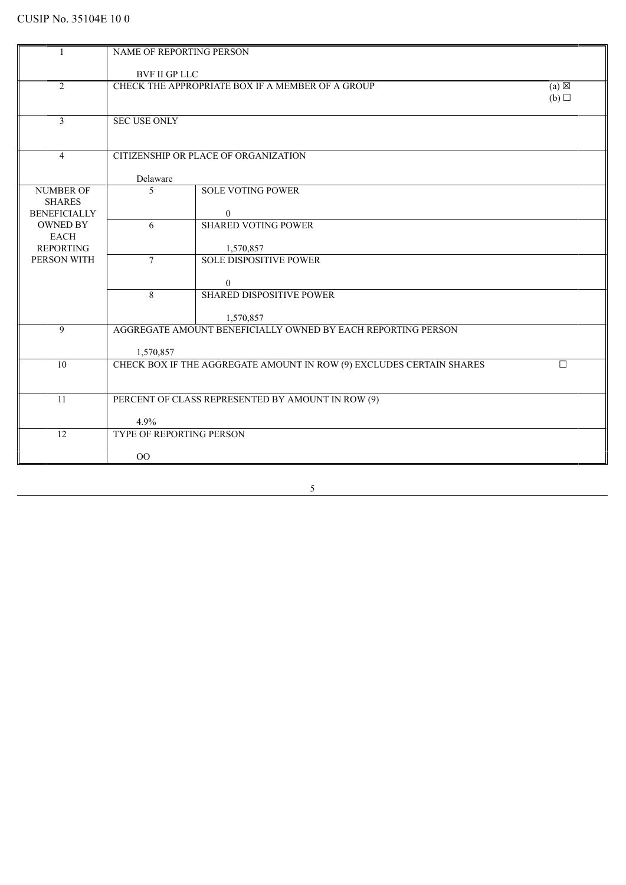CUSIP No. 35104E 10 0

| | | | |
|---|---|---|---|
| 1 | NAME OF REPORTING PERSON<br><br>BVF II GP LLC | | |
| 2 | CHECK THE APPROPRIATE BOX IF A MEMBER OF A GROUP | | (a) ☒<br>(b) ☐ |
| 3 | SEC USE ONLY | | |
| 4 | CITIZENSHIP OR PLACE OF ORGANIZATION<br><br>Delaware | | |
| NUMBER OF SHARES BENEFICIALLY OWNED BY EACH REPORTING PERSON WITH | 5 | SOLE VOTING POWER<br><br>0 | |
| | 6 | SHARED VOTING POWER<br><br>1,570,857 | |
| | 7 | SOLE DISPOSITIVE POWER<br><br>0 | |
| | 8 | SHARED DISPOSITIVE POWER<br><br>1,570,857 | |
| 9 | AGGREGATE AMOUNT BENEFICIALLY OWNED BY EACH REPORTING PERSON<br><br>1,570,857 | | |
| 10 | CHECK BOX IF THE AGGREGATE AMOUNT IN ROW (9) EXCLUDES CERTAIN SHARES | | ☐ |
| 11 | PERCENT OF CLASS REPRESENTED BY AMOUNT IN ROW (9)<br><br>4.9% | | |
| 12 | TYPE OF REPORTING PERSON<br><br>OO | | |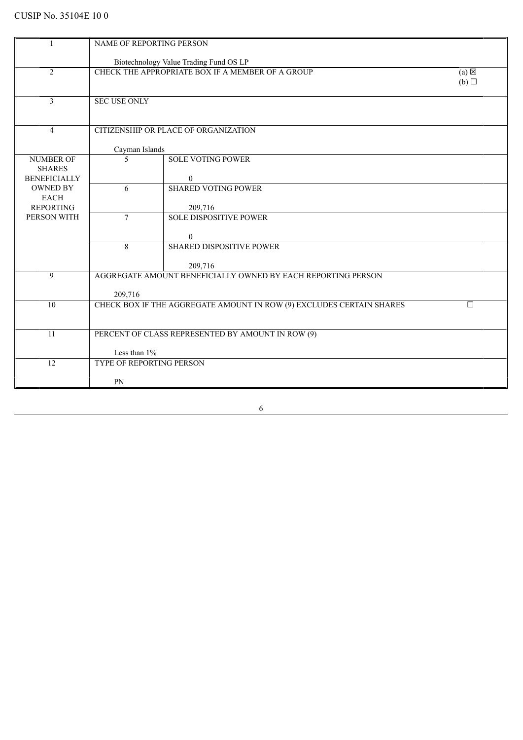CUSIP No. 35104E 10 0

| | | | |
|---|---|---|---|
| 1 | NAME OF REPORTING PERSON<br><br>Biotechnology Value Trading Fund OS LP | | |
| 2 | CHECK THE APPROPRIATE BOX IF A MEMBER OF A GROUP | | (a) ☒<br>(b) ☐ |
| 3 | SEC USE ONLY | | |
| 4 | CITIZENSHIP OR PLACE OF ORGANIZATION<br><br>Cayman Islands | | |
| NUMBER OF SHARES BENEFICIALLY OWNED BY EACH REPORTING PERSON WITH | 5 | SOLE VOTING POWER<br><br>0 | |
| | 6 | SHARED VOTING POWER<br><br>209,716 | |
| | 7 | SOLE DISPOSITIVE POWER<br><br>0 | |
| | 8 | SHARED DISPOSITIVE POWER<br><br>209,716 | |
| 9 | AGGREGATE AMOUNT BENEFICIALLY OWNED BY EACH REPORTING PERSON<br><br>209,716 | | |
| 10 | CHECK BOX IF THE AGGREGATE AMOUNT IN ROW (9) EXCLUDES CERTAIN SHARES | | ☐ |
| 11 | PERCENT OF CLASS REPRESENTED BY AMOUNT IN ROW (9)<br><br>Less than 1% | | |
| 12 | TYPE OF REPORTING PERSON<br><br>PN | | |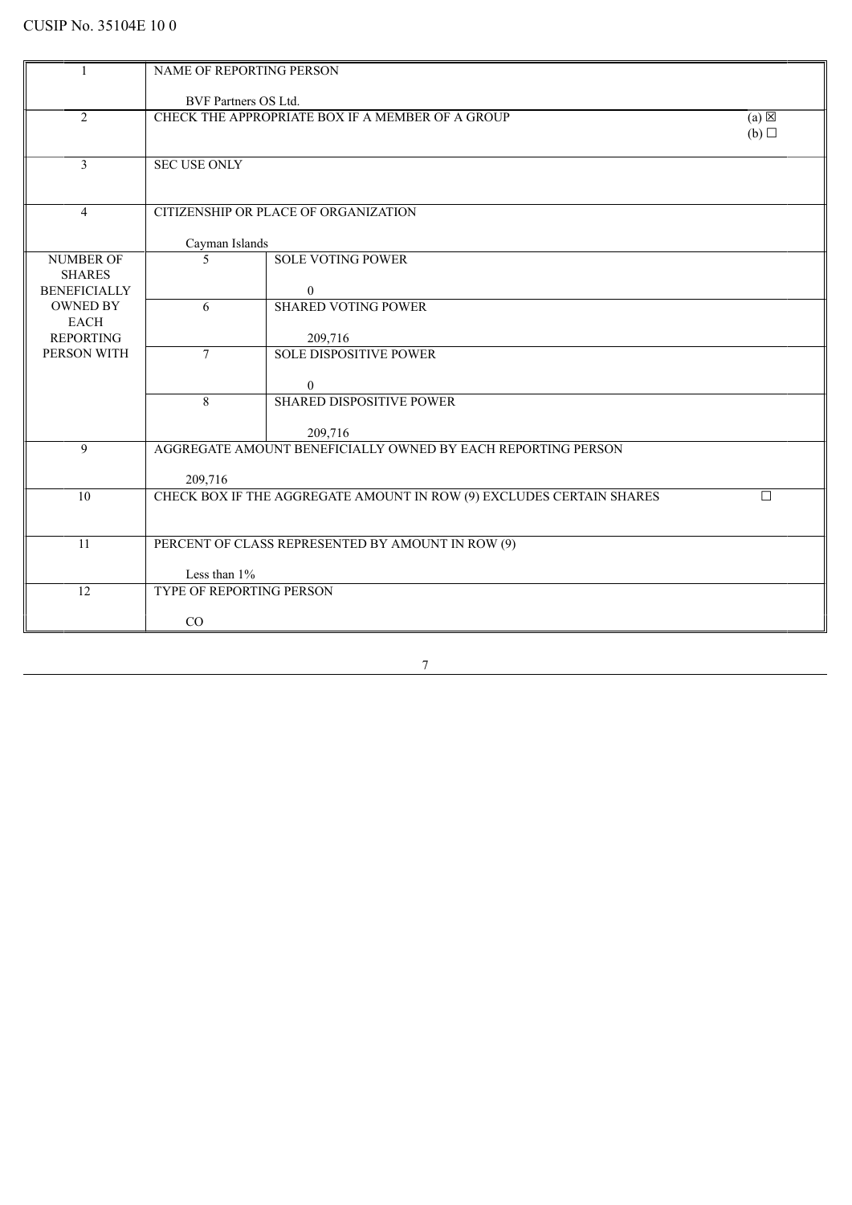CUSIP No. 35104E 10 0

| | | | |
|---|---|---|---|
| 1 | NAME OF REPORTING PERSON<br><br>BVF Partners OS Ltd. | | |
| 2 | CHECK THE APPROPRIATE BOX IF A MEMBER OF A GROUP | | (a) ☒<br>(b) ☐ |
| 3 | SEC USE ONLY | | |
| 4 | CITIZENSHIP OR PLACE OF ORGANIZATION<br><br>Cayman Islands | | |
| NUMBER OF SHARES BENEFICIALLY OWNED BY EACH REPORTING PERSON WITH | 5 | SOLE VOTING POWER<br><br>0 | |
| | 6 | SHARED VOTING POWER<br><br>209,716 | |
| | 7 | SOLE DISPOSITIVE POWER<br><br>0 | |
| | 8 | SHARED DISPOSITIVE POWER<br><br>209,716 | |
| 9 | AGGREGATE AMOUNT BENEFICIALLY OWNED BY EACH REPORTING PERSON<br><br>209,716 | | |
| 10 | CHECK BOX IF THE AGGREGATE AMOUNT IN ROW (9) EXCLUDES CERTAIN SHARES | | ☐ |
| 11 | PERCENT OF CLASS REPRESENTED BY AMOUNT IN ROW (9)<br><br>Less than 1% | | |
| 12 | TYPE OF REPORTING PERSON<br><br>CO | | |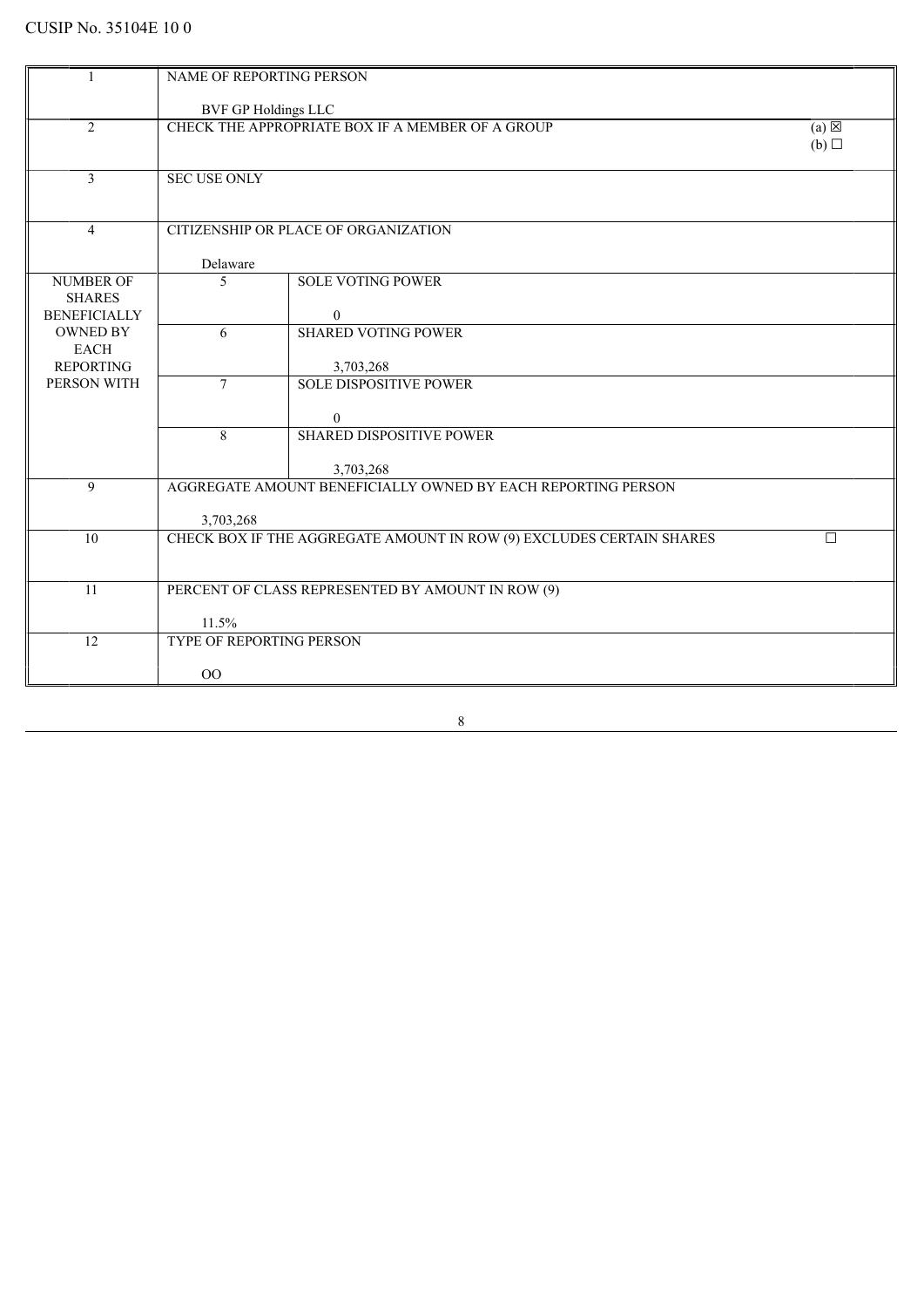CUSIP No. 35104E 10 0

| | | | |
|---|---|---|---|
| 1 | NAME OF REPORTING PERSON<br><br>BVF GP Holdings LLC | | |
| 2 | CHECK THE APPROPRIATE BOX IF A MEMBER OF A GROUP | | (a) ☒<br>(b) ☐ |
| 3 | SEC USE ONLY | | |
| 4 | CITIZENSHIP OR PLACE OF ORGANIZATION<br><br>Delaware | | |
| NUMBER OF SHARES BENEFICIALLY OWNED BY EACH REPORTING PERSON WITH | 5 | SOLE VOTING POWER<br><br>0 | |
| | 6 | SHARED VOTING POWER<br><br>3,703,268 | |
| | 7 | SOLE DISPOSITIVE POWER<br><br>0 | |
| | 8 | SHARED DISPOSITIVE POWER<br><br>3,703,268 | |
| 9 | AGGREGATE AMOUNT BENEFICIALLY OWNED BY EACH REPORTING PERSON<br><br>3,703,268 | | |
| 10 | CHECK BOX IF THE AGGREGATE AMOUNT IN ROW (9) EXCLUDES CERTAIN SHARES | | ☐ |
| 11 | PERCENT OF CLASS REPRESENTED BY AMOUNT IN ROW (9)<br><br>11.5% | | |
| 12 | TYPE OF REPORTING PERSON<br><br>OO | | |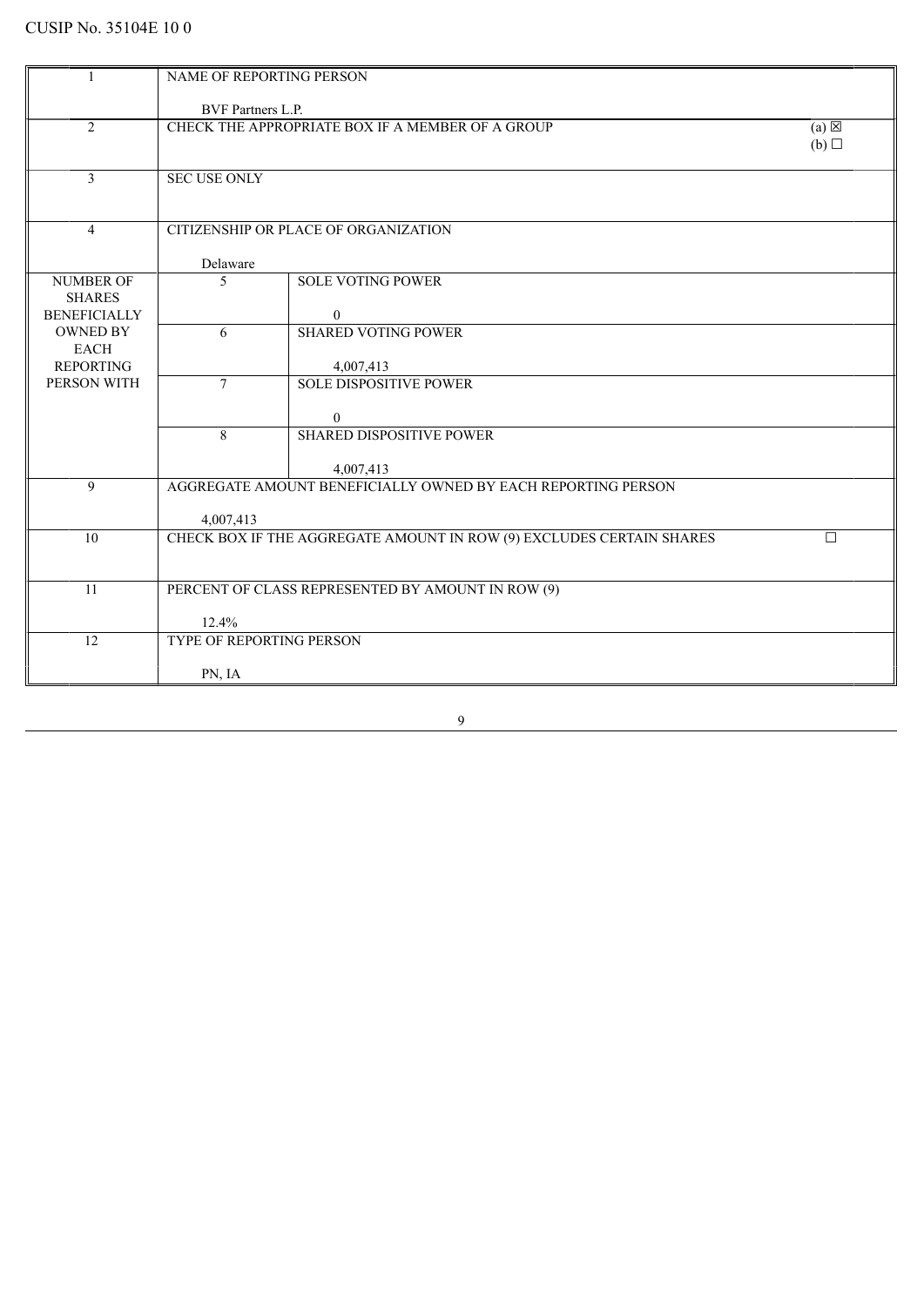CUSIP No. 35104E 10 0

| | | | |
|---|---|---|---|
| 1 | NAME OF REPORTING PERSON<br><br>BVF Partners L.P. | | |
| 2 | CHECK THE APPROPRIATE BOX IF A MEMBER OF A GROUP | | (a) ☒<br>(b) ☐ |
| 3 | SEC USE ONLY | | |
| 4 | CITIZENSHIP OR PLACE OF ORGANIZATION<br><br>Delaware | | |
| NUMBER OF SHARES BENEFICIALLY OWNED BY EACH REPORTING PERSON WITH | 5 | SOLE VOTING POWER<br><br>0 | |
| | 6 | SHARED VOTING POWER<br><br>4,007,413 | |
| | 7 | SOLE DISPOSITIVE POWER<br><br>0 | |
| | 8 | SHARED DISPOSITIVE POWER<br><br>4,007,413 | |
| 9 | AGGREGATE AMOUNT BENEFICIALLY OWNED BY EACH REPORTING PERSON<br><br>4,007,413 | | |
| 10 | CHECK BOX IF THE AGGREGATE AMOUNT IN ROW (9) EXCLUDES CERTAIN SHARES | | ☐ |
| 11 | PERCENT OF CLASS REPRESENTED BY AMOUNT IN ROW (9)<br><br>12.4% | | |
| 12 | TYPE OF REPORTING PERSON<br><br>PN, IA | | |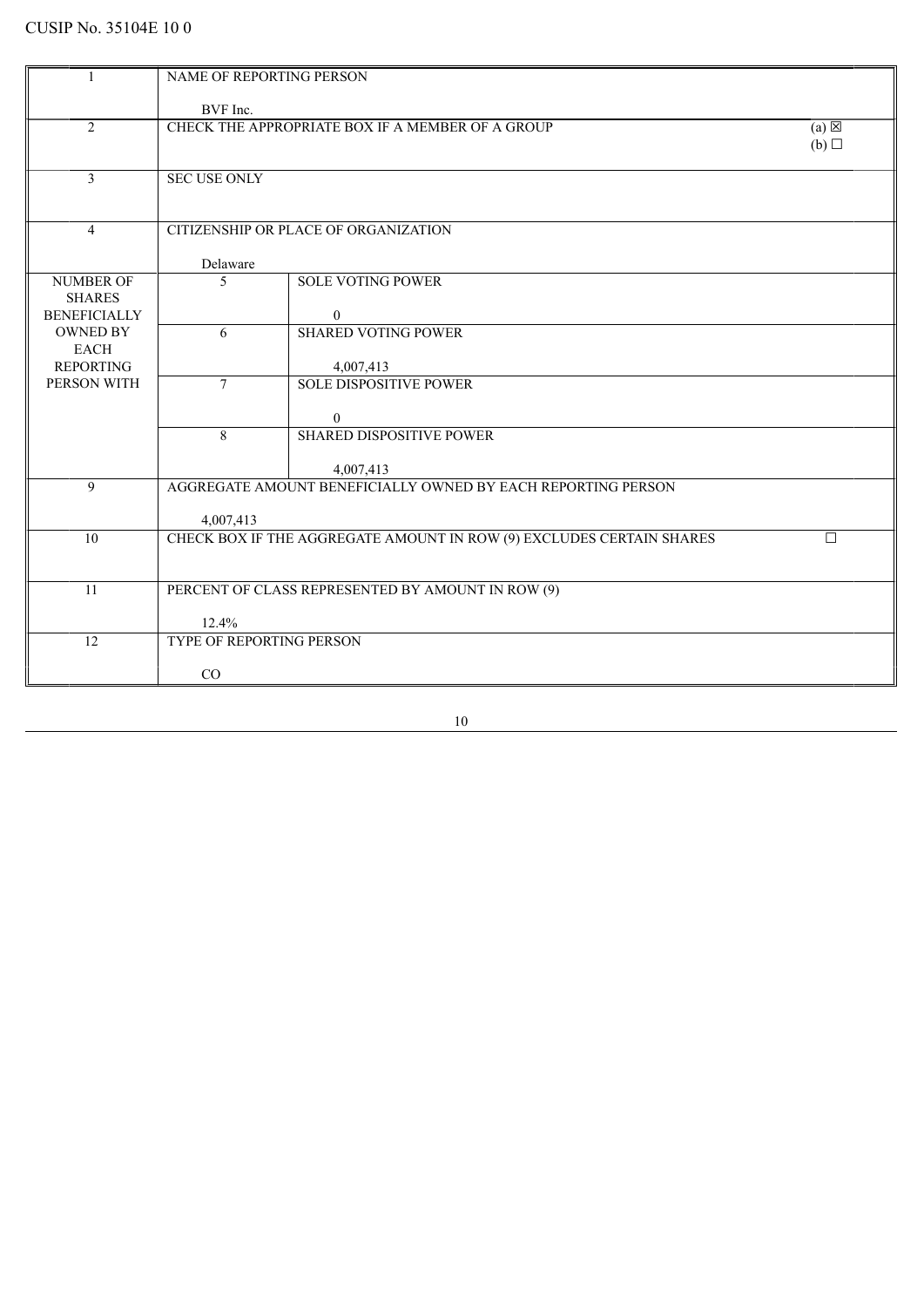CUSIP No. 35104E 10 0

| | | | |
|---|---|---|---|
| 1 | NAME OF REPORTING PERSON<br><br>BVF Inc. | | |
| 2 | CHECK THE APPROPRIATE BOX IF A MEMBER OF A GROUP | | (a) ☒<br>(b) ☐ |
| 3 | SEC USE ONLY | | |
| 4 | CITIZENSHIP OR PLACE OF ORGANIZATION<br><br>Delaware | | |
| NUMBER OF SHARES BENEFICIALLY OWNED BY EACH REPORTING PERSON WITH | 5 | SOLE VOTING POWER<br><br>0 | |
| | 6 | SHARED VOTING POWER<br><br>4,007,413 | |
| | 7 | SOLE DISPOSITIVE POWER<br><br>0 | |
| | 8 | SHARED DISPOSITIVE POWER<br><br>4,007,413 | |
| 9 | AGGREGATE AMOUNT BENEFICIALLY OWNED BY EACH REPORTING PERSON<br><br>4,007,413 | | |
| 10 | CHECK BOX IF THE AGGREGATE AMOUNT IN ROW (9) EXCLUDES CERTAIN SHARES | | ☐ |
| 11 | PERCENT OF CLASS REPRESENTED BY AMOUNT IN ROW (9)<br><br>12.4% | | |
| 12 | TYPE OF REPORTING PERSON<br><br>CO | | |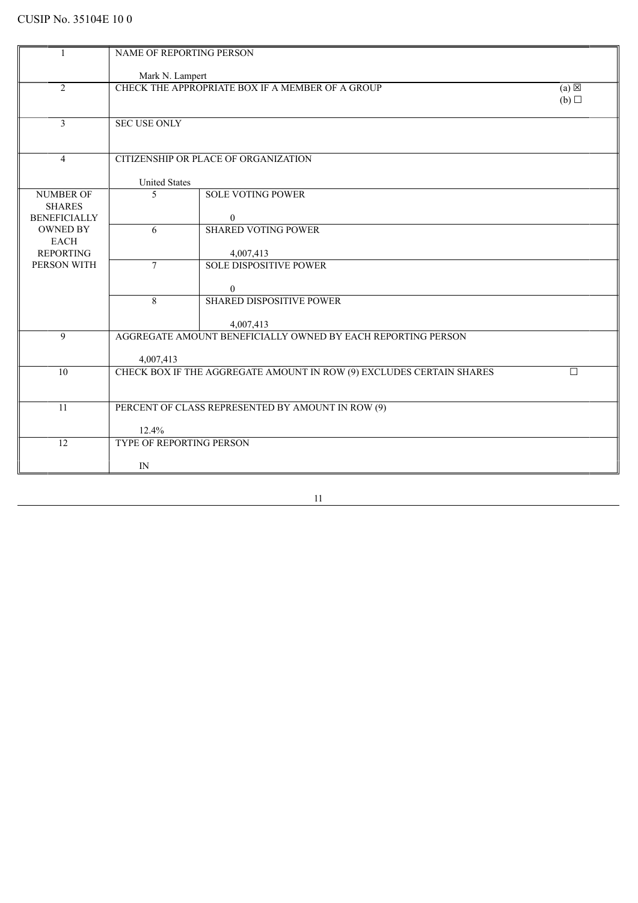CUSIP No. 35104E 10 0

| | | | |
|---|---|---|---|
| 1 | NAME OF REPORTING PERSON<br><br>Mark N. Lampert | | |
| 2 | CHECK THE APPROPRIATE BOX IF A MEMBER OF A GROUP | | (a) ☒<br>(b) ☐ |
| 3 | SEC USE ONLY | | |
| 4 | CITIZENSHIP OR PLACE OF ORGANIZATION<br><br>United States | | |
| NUMBER OF SHARES BENEFICIALLY OWNED BY EACH REPORTING PERSON WITH | 5 | SOLE VOTING POWER<br><br>0 | |
| | 6 | SHARED VOTING POWER<br><br>4,007,413 | |
| | 7 | SOLE DISPOSITIVE POWER<br><br>0 | |
| | 8 | SHARED DISPOSITIVE POWER<br><br>4,007,413 | |
| 9 | AGGREGATE AMOUNT BENEFICIALLY OWNED BY EACH REPORTING PERSON<br><br>4,007,413 | | |
| 10 | CHECK BOX IF THE AGGREGATE AMOUNT IN ROW (9) EXCLUDES CERTAIN SHARES | | ☐ |
| 11 | PERCENT OF CLASS REPRESENTED BY AMOUNT IN ROW (9)<br><br>12.4% | | |
| 12 | TYPE OF REPORTING PERSON<br><br>IN | | |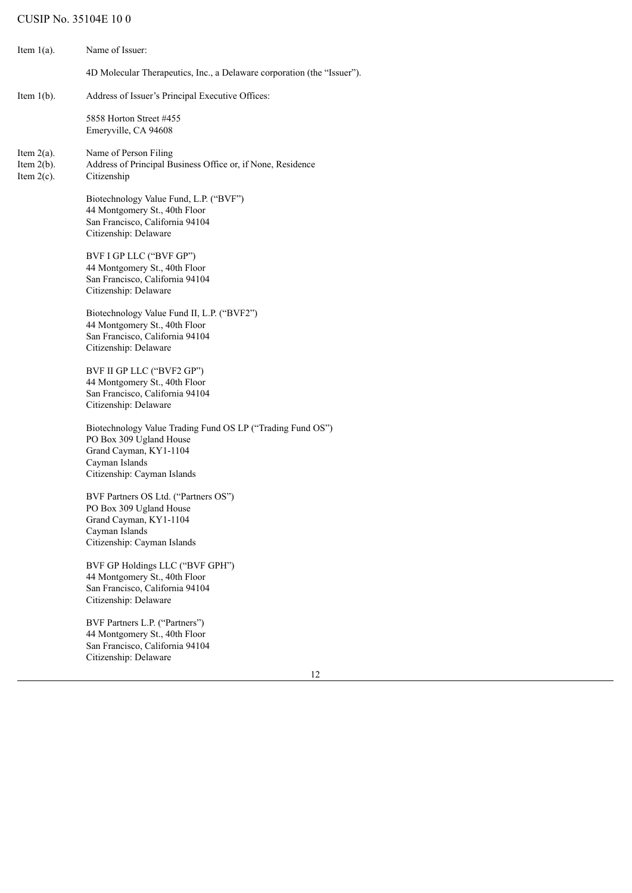CUSIP No. 35104E 10 0

Item 1(a). Name of Issuer:

4D Molecular Therapeutics, Inc., a Delaware corporation (the "Issuer").

Item 1(b). Address of Issuer's Principal Executive Offices:

5858 Horton Street #455
Emeryville, CA 94608

Item 2(a). Name of Person Filing
Item 2(b). Address of Principal Business Office or, if None, Residence
Item 2(c). Citizenship

Biotechnology Value Fund, L.P. ("BVF")
44 Montgomery St., 40th Floor
San Francisco, California 94104
Citizenship: Delaware

BVF I GP LLC ("BVF GP")
44 Montgomery St., 40th Floor
San Francisco, California 94104
Citizenship: Delaware

Biotechnology Value Fund II, L.P. ("BVF2")
44 Montgomery St., 40th Floor
San Francisco, California 94104
Citizenship: Delaware

BVF II GP LLC ("BVF2 GP")
44 Montgomery St., 40th Floor
San Francisco, California 94104
Citizenship: Delaware

Biotechnology Value Trading Fund OS LP ("Trading Fund OS")
PO Box 309 Ugland House
Grand Cayman, KY1-1104
Cayman Islands
Citizenship: Cayman Islands

BVF Partners OS Ltd. ("Partners OS")
PO Box 309 Ugland House
Grand Cayman, KY1-1104
Cayman Islands
Citizenship: Cayman Islands

BVF GP Holdings LLC ("BVF GPH")
44 Montgomery St., 40th Floor
San Francisco, California 94104
Citizenship: Delaware

BVF Partners L.P. ("Partners")
44 Montgomery St., 40th Floor
San Francisco, California 94104
Citizenship: Delaware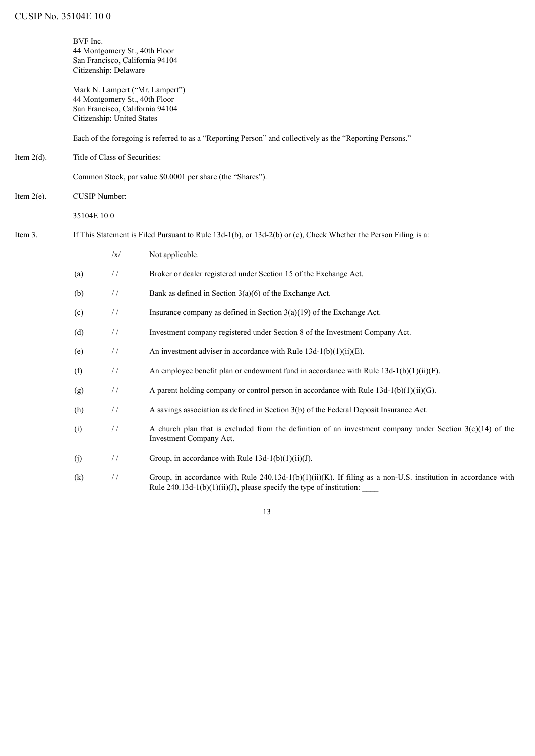BVF Inc.
44 Montgomery St., 40th Floor
San Francisco, California 94104
Citizenship: Delaware

Mark N. Lampert ("Mr. Lampert")
44 Montgomery St., 40th Floor
San Francisco, California 94104
Citizenship: United States

Each of the foregoing is referred to as a "Reporting Person" and collectively as the "Reporting Persons."

Item 2(d). Title of Class of Securities:

Common Stock, par value $0.0001 per share (the "Shares").

Item 2(e). CUSIP Number:

35104E 10 0

Item 3. If This Statement is Filed Pursuant to Rule 13d-1(b), or 13d-2(b) or (c), Check Whether the Person Filing is a:

| | | |
|---|---|---|
| | /x/ | Not applicable. |
| (a) | / / | Broker or dealer registered under Section 15 of the Exchange Act. |
| (b) | / / | Bank as defined in Section 3(a)(6) of the Exchange Act. |
| (c) | / / | Insurance company as defined in Section 3(a)(19) of the Exchange Act. |
| (d) | / / | Investment company registered under Section 8 of the Investment Company Act. |
| (e) | / / | An investment adviser in accordance with Rule 13d-1(b)(1)(ii)(E). |
| (f) | / / | An employee benefit plan or endowment fund in accordance with Rule 13d-1(b)(1)(ii)(F). |
| (g) | / / | A parent holding company or control person in accordance with Rule 13d-1(b)(1)(ii)(G). |
| (h) | / / | A savings association as defined in Section 3(b) of the Federal Deposit Insurance Act. |
| (i) | / / | A church plan that is excluded from the definition of an investment company under Section 3(c)(14) of the Investment Company Act. |
| (j) | / / | Group, in accordance with Rule 13d-1(b)(1)(ii)(J). |
| (k) | / / | Group, in accordance with Rule 240.13d-1(b)(1)(ii)(K). If filing as a non-U.S. institution in accordance with Rule 240.13d-1(b)(1)(ii)(J), please specify the type of institution: ____ |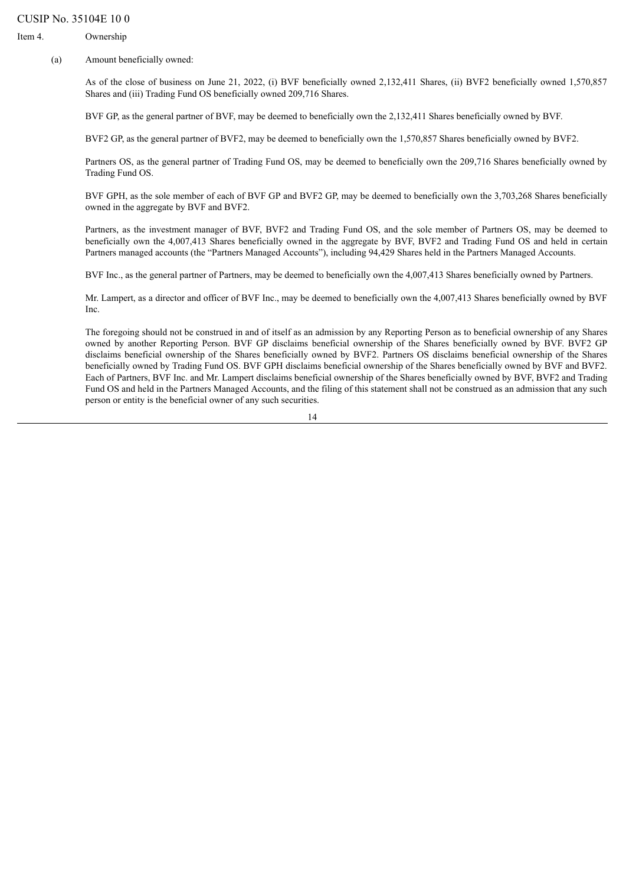CUSIP No. 35104E 10 0

Item 4. Ownership

(a) Amount beneficially owned:

As of the close of business on June 21, 2022, (i) BVF beneficially owned 2,132,411 Shares, (ii) BVF2 beneficially owned 1,570,857 Shares and (iii) Trading Fund OS beneficially owned 209,716 Shares.

BVF GP, as the general partner of BVF, may be deemed to beneficially own the 2,132,411 Shares beneficially owned by BVF.

BVF2 GP, as the general partner of BVF2, may be deemed to beneficially own the 1,570,857 Shares beneficially owned by BVF2.

Partners OS, as the general partner of Trading Fund OS, may be deemed to beneficially own the 209,716 Shares beneficially owned by Trading Fund OS.

BVF GPH, as the sole member of each of BVF GP and BVF2 GP, may be deemed to beneficially own the 3,703,268 Shares beneficially owned in the aggregate by BVF and BVF2.

Partners, as the investment manager of BVF, BVF2 and Trading Fund OS, and the sole member of Partners OS, may be deemed to beneficially own the 4,007,413 Shares beneficially owned in the aggregate by BVF, BVF2 and Trading Fund OS and held in certain Partners managed accounts (the "Partners Managed Accounts"), including 94,429 Shares held in the Partners Managed Accounts.

BVF Inc., as the general partner of Partners, may be deemed to beneficially own the 4,007,413 Shares beneficially owned by Partners.

Mr. Lampert, as a director and officer of BVF Inc., may be deemed to beneficially own the 4,007,413 Shares beneficially owned by BVF Inc.

The foregoing should not be construed in and of itself as an admission by any Reporting Person as to beneficial ownership of any Shares owned by another Reporting Person. BVF GP disclaims beneficial ownership of the Shares beneficially owned by BVF. BVF2 GP disclaims beneficial ownership of the Shares beneficially owned by BVF2. Partners OS disclaims beneficial ownership of the Shares beneficially owned by Trading Fund OS. BVF GPH disclaims beneficial ownership of the Shares beneficially owned by BVF and BVF2. Each of Partners, BVF Inc. and Mr. Lampert disclaims beneficial ownership of the Shares beneficially owned by BVF, BVF2 and Trading Fund OS and held in the Partners Managed Accounts, and the filing of this statement shall not be construed as an admission that any such person or entity is the beneficial owner of any such securities.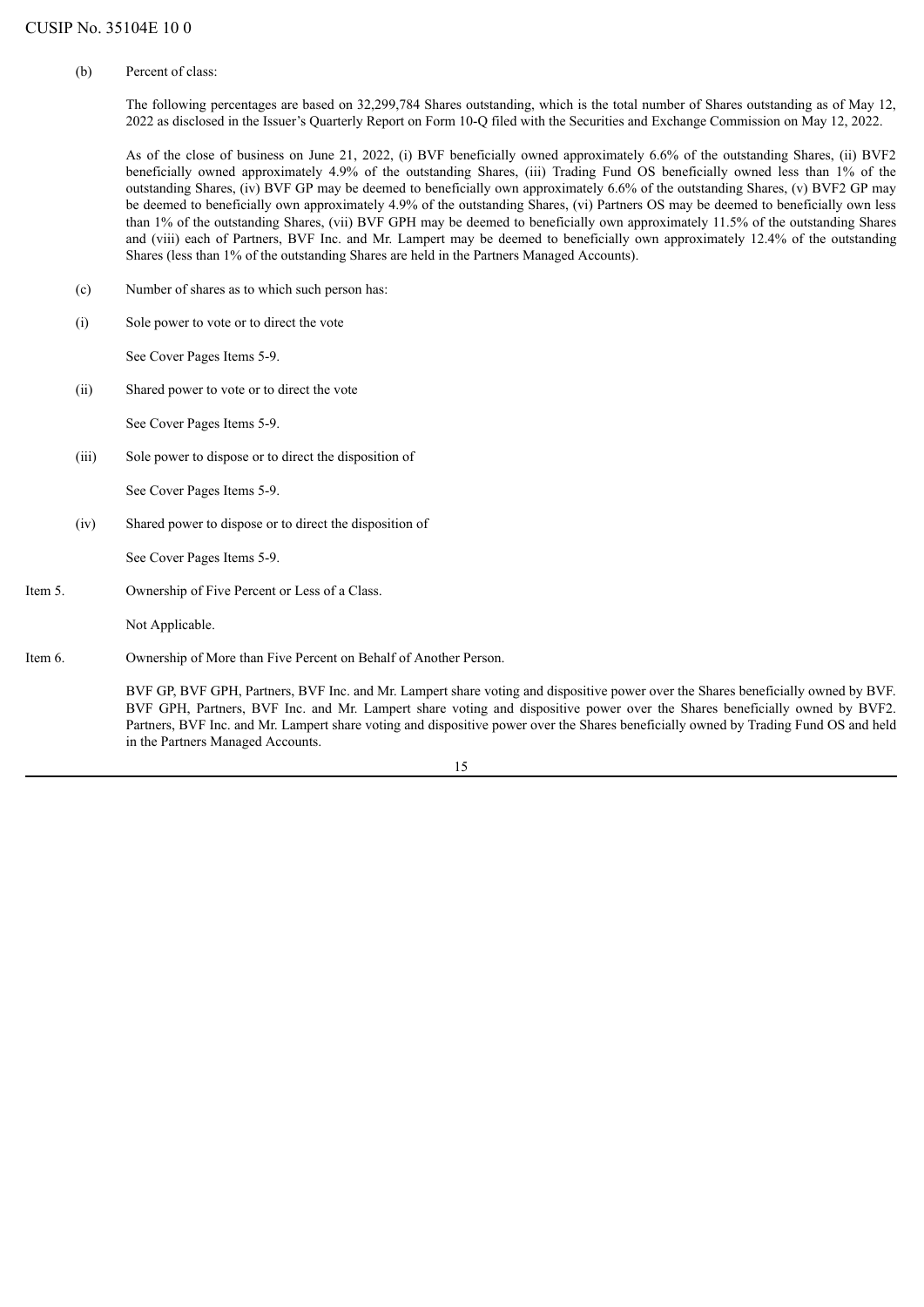(b) Percent of class:

The following percentages are based on 32,299,784 Shares outstanding, which is the total number of Shares outstanding as of May 12, 2022 as disclosed in the Issuer's Quarterly Report on Form 10-Q filed with the Securities and Exchange Commission on May 12, 2022.

As of the close of business on June 21, 2022, (i) BVF beneficially owned approximately 6.6% of the outstanding Shares, (ii) BVF2 beneficially owned approximately 4.9% of the outstanding Shares, (iii) Trading Fund OS beneficially owned less than 1% of the outstanding Shares, (iv) BVF GP may be deemed to beneficially own approximately 6.6% of the outstanding Shares, (v) BVF2 GP may be deemed to beneficially own approximately 4.9% of the outstanding Shares, (vi) Partners OS may be deemed to beneficially own less than 1% of the outstanding Shares, (vii) BVF GPH may be deemed to beneficially own approximately 11.5% of the outstanding Shares and (viii) each of Partners, BVF Inc. and Mr. Lampert may be deemed to beneficially own approximately 12.4% of the outstanding Shares (less than 1% of the outstanding Shares are held in the Partners Managed Accounts).

(c) Number of shares as to which such person has:

(i) Sole power to vote or to direct the vote

See Cover Pages Items 5-9.

(ii) Shared power to vote or to direct the vote

See Cover Pages Items 5-9.

(iii) Sole power to dispose or to direct the disposition of

See Cover Pages Items 5-9.

(iv) Shared power to dispose or to direct the disposition of

See Cover Pages Items 5-9.

Item 5. Ownership of Five Percent or Less of a Class.

Not Applicable.

Item 6. Ownership of More than Five Percent on Behalf of Another Person.

BVF GP, BVF GPH, Partners, BVF Inc. and Mr. Lampert share voting and dispositive power over the Shares beneficially owned by BVF. BVF GPH, Partners, BVF Inc. and Mr. Lampert share voting and dispositive power over the Shares beneficially owned by BVF2. Partners, BVF Inc. and Mr. Lampert share voting and dispositive power over the Shares beneficially owned by Trading Fund OS and held in the Partners Managed Accounts.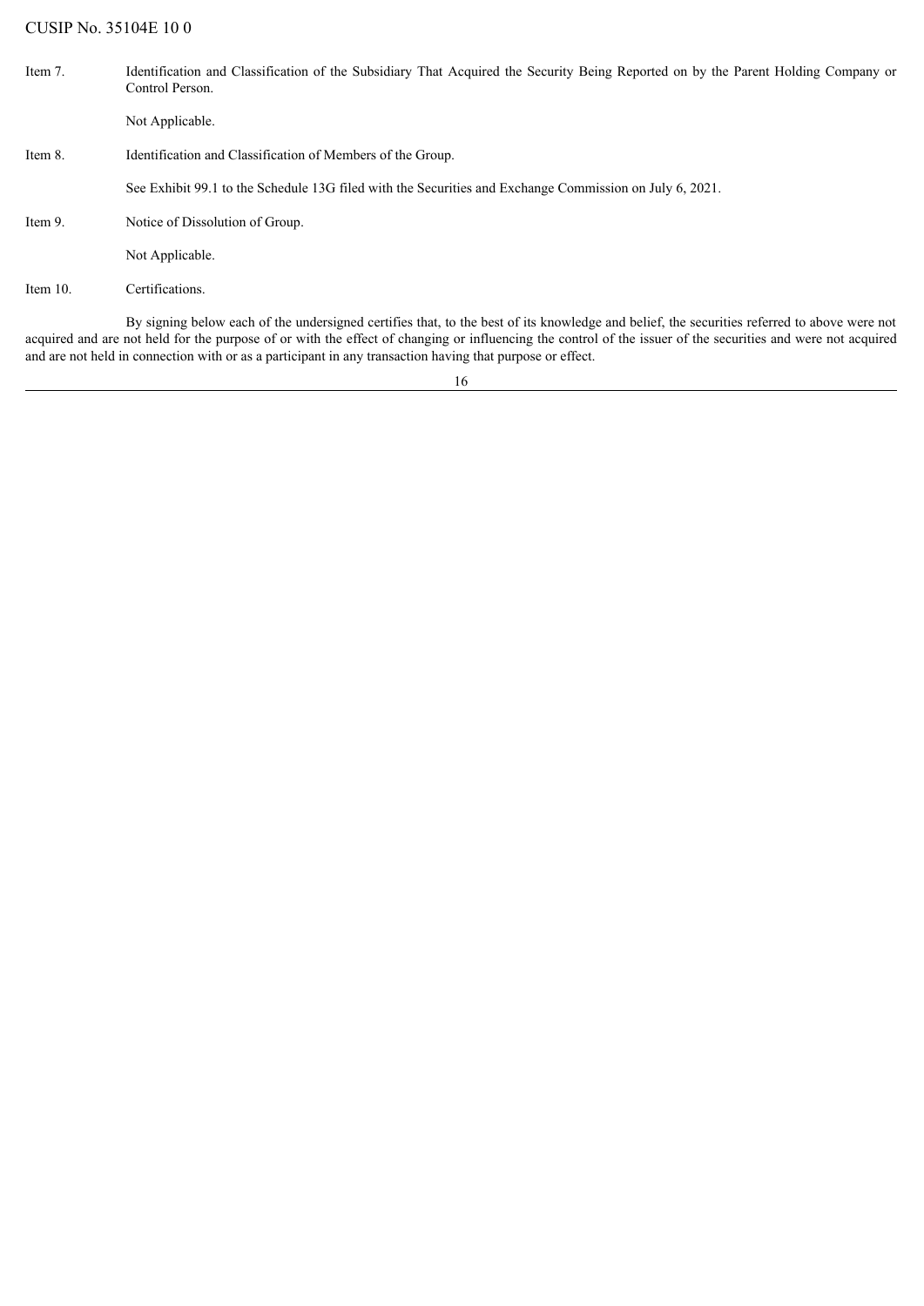CUSIP No. 35104E 10 0

Item 7. Identification and Classification of the Subsidiary That Acquired the Security Being Reported on by the Parent Holding Company or Control Person.

Not Applicable.

Item 8. Identification and Classification of Members of the Group.

See Exhibit 99.1 to the Schedule 13G filed with the Securities and Exchange Commission on July 6, 2021.

Item 9. Notice of Dissolution of Group.

Not Applicable.

Item 10. Certifications.

By signing below each of the undersigned certifies that, to the best of its knowledge and belief, the securities referred to above were not acquired and are not held for the purpose of or with the effect of changing or influencing the control of the issuer of the securities and were not acquired and are not held in connection with or as a participant in any transaction having that purpose or effect.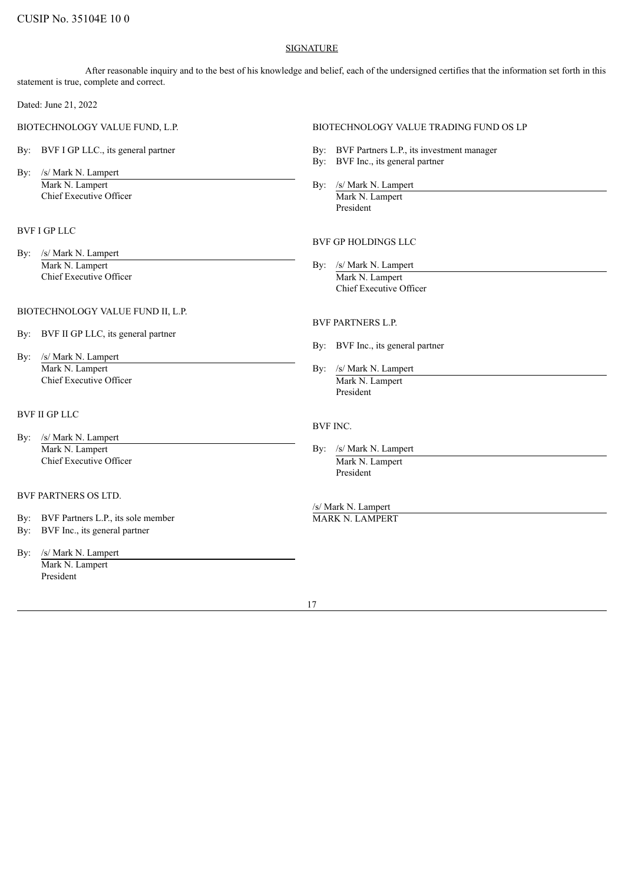CUSIP No. 35104E 10 0

SIGNATURE

After reasonable inquiry and to the best of his knowledge and belief, each of the undersigned certifies that the information set forth in this statement is true, complete and correct.

Dated: June 21, 2022

BIOTECHNOLOGY VALUE FUND, L.P.

By: BVF I GP LLC., its general partner

By: /s/ Mark N. Lampert
Mark N. Lampert
Chief Executive Officer

BVF I GP LLC

By: /s/ Mark N. Lampert
Mark N. Lampert
Chief Executive Officer

BIOTECHNOLOGY VALUE FUND II, L.P.

By: BVF II GP LLC, its general partner

By: /s/ Mark N. Lampert
Mark N. Lampert
Chief Executive Officer

BVF II GP LLC

By: /s/ Mark N. Lampert
Mark N. Lampert
Chief Executive Officer

BVF PARTNERS OS LTD.

By: BVF Partners L.P., its sole member
By: BVF Inc., its general partner

By: /s/ Mark N. Lampert
Mark N. Lampert
President

BIOTECHNOLOGY VALUE TRADING FUND OS LP

By: BVF Partners L.P., its investment manager
By: BVF Inc., its general partner

By: /s/ Mark N. Lampert
Mark N. Lampert
President

BVF GP HOLDINGS LLC

By: /s/ Mark N. Lampert
Mark N. Lampert
Chief Executive Officer

BVF PARTNERS L.P.

By: BVF Inc., its general partner

By: /s/ Mark N. Lampert
Mark N. Lampert
President

BVF INC.

By: /s/ Mark N. Lampert
Mark N. Lampert
President

/s/ Mark N. Lampert
MARK N. LAMPERT